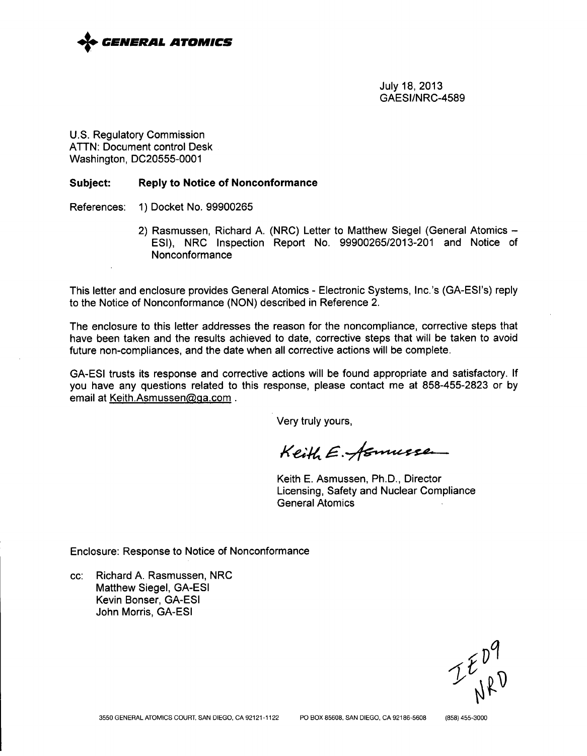**GENERAL ATOMICS**

July 18, 2013
GAESI/NRC-4589

U.S. Regulatory Commission
ATTN: Document control Desk
Washington, DC20555-0001

**Subject: Reply to Notice of Nonconformance**

References: 1) Docket No. 99900265

2) Rasmussen, Richard A. (NRC) Letter to Matthew Siegel (General Atomics – ESI), NRC Inspection Report No. 99900265/2013-201 and Notice of Nonconformance

This letter and enclosure provides General Atomics - Electronic Systems, Inc.'s (GA-ESI's) reply to the Notice of Nonconformance (NON) described in Reference 2.

The enclosure to this letter addresses the reason for the noncompliance, corrective steps that have been taken and the results achieved to date, corrective steps that will be taken to avoid future non-compliances, and the date when all corrective actions will be complete.

GA-ESI trusts its response and corrective actions will be found appropriate and satisfactory. If you have any questions related to this response, please contact me at 858-455-2823 or by email at Keith.Asmussen@ga.com .

Very truly yours,

Keith E. Asmussen

Keith E. Asmussen, Ph.D., Director
Licensing, Safety and Nuclear Compliance
General Atomics

Enclosure: Response to Notice of Nonconformance

cc: Richard A. Rasmussen, NRC
Matthew Siegel, GA-ESI
Kevin Bonser, GA-ESI
John Morris, GA-ESI

IE09
NRD

3550 GENERAL ATOMICS COURT, SAN DIEGO, CA 92121-1122 PO BOX 85608, SAN DIEGO, CA 92186-5608 (858) 455-3000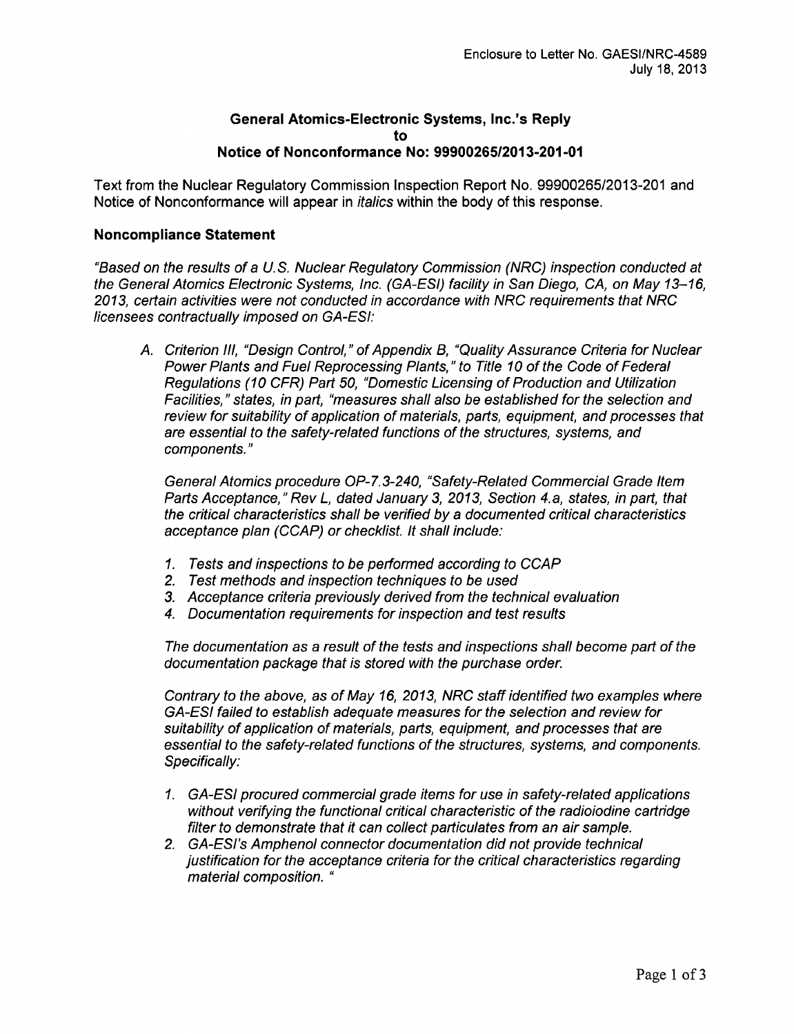Enclosure to Letter No. GAESI/NRC-4589
July 18, 2013

**General Atomics-Electronic Systems, Inc.'s Reply**
**to**
**Notice of Nonconformance No: 99900265/2013-201-01**

Text from the Nuclear Regulatory Commission Inspection Report No. 99900265/2013-201 and Notice of Nonconformance will appear in *italics* within the body of this response.

**Noncompliance Statement**

*"Based on the results of a U.S. Nuclear Regulatory Commission (NRC) inspection conducted at the General Atomics Electronic Systems, Inc. (GA-ESI) facility in San Diego, CA, on May 13–16, 2013, certain activities were not conducted in accordance with NRC requirements that NRC licensees contractually imposed on GA-ESI:*

*A. Criterion III, "Design Control," of Appendix B, "Quality Assurance Criteria for Nuclear Power Plants and Fuel Reprocessing Plants," to Title 10 of the Code of Federal Regulations (10 CFR) Part 50, "Domestic Licensing of Production and Utilization Facilities," states, in part, "measures shall also be established for the selection and review for suitability of application of materials, parts, equipment, and processes that are essential to the safety-related functions of the structures, systems, and components."*

*General Atomics procedure OP-7.3-240, "Safety-Related Commercial Grade Item Parts Acceptance," Rev L, dated January 3, 2013, Section 4.a, states, in part, that the critical characteristics shall be verified by a documented critical characteristics acceptance plan (CCAP) or checklist. It shall include:*

1. *Tests and inspections to be performed according to CCAP*
2. *Test methods and inspection techniques to be used*
3. *Acceptance criteria previously derived from the technical evaluation*
4. *Documentation requirements for inspection and test results*

*The documentation as a result of the tests and inspections shall become part of the documentation package that is stored with the purchase order.*

*Contrary to the above, as of May 16, 2013, NRC staff identified two examples where GA-ESI failed to establish adequate measures for the selection and review for suitability of application of materials, parts, equipment, and processes that are essential to the safety-related functions of the structures, systems, and components. Specifically:*

1. *GA-ESI procured commercial grade items for use in safety-related applications without verifying the functional critical characteristic of the radioiodine cartridge filter to demonstrate that it can collect particulates from an air sample.*
2. *GA-ESI's Amphenol connector documentation did not provide technical justification for the acceptance criteria for the critical characteristics regarding material composition. "*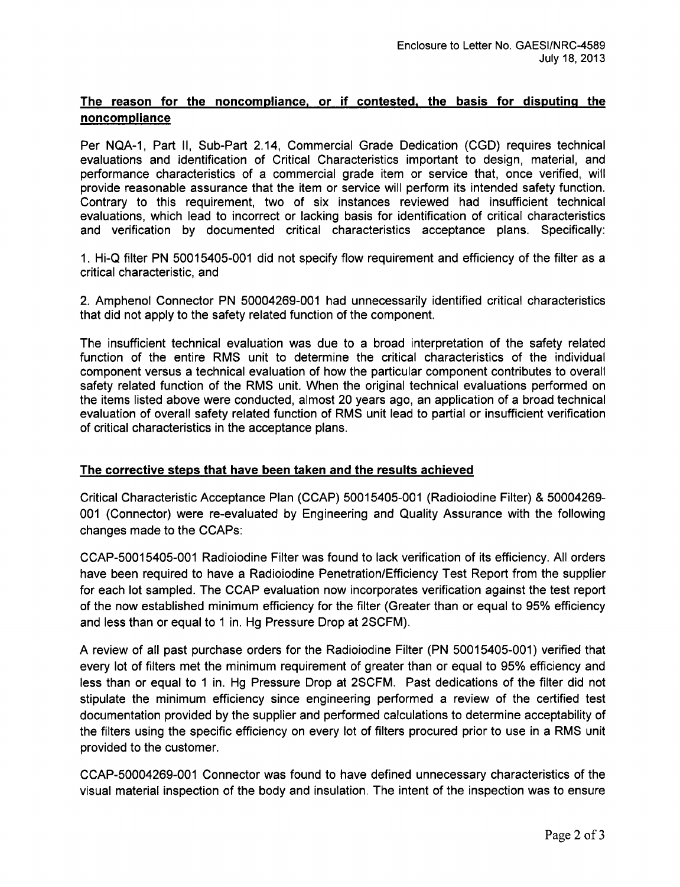## The reason for the noncompliance, or if contested, the basis for disputing the noncompliance

Per NQA-1, Part II, Sub-Part 2.14, Commercial Grade Dedication (CGD) requires technical evaluations and identification of Critical Characteristics important to design, material, and performance characteristics of a commercial grade item or service that, once verified, will provide reasonable assurance that the item or service will perform its intended safety function. Contrary to this requirement, two of six instances reviewed had insufficient technical evaluations, which lead to incorrect or lacking basis for identification of critical characteristics and verification by documented critical characteristics acceptance plans. Specifically:

1. Hi-Q filter PN 50015405-001 did not specify flow requirement and efficiency of the filter as a critical characteristic, and

2. Amphenol Connector PN 50004269-001 had unnecessarily identified critical characteristics that did not apply to the safety related function of the component.

The insufficient technical evaluation was due to a broad interpretation of the safety related function of the entire RMS unit to determine the critical characteristics of the individual component versus a technical evaluation of how the particular component contributes to overall safety related function of the RMS unit. When the original technical evaluations performed on the items listed above were conducted, almost 20 years ago, an application of a broad technical evaluation of overall safety related function of RMS unit lead to partial or insufficient verification of critical characteristics in the acceptance plans.

## The corrective steps that have been taken and the results achieved

Critical Characteristic Acceptance Plan (CCAP) 50015405-001 (Radioiodine Filter) & 50004269-001 (Connector) were re-evaluated by Engineering and Quality Assurance with the following changes made to the CCAPs:

CCAP-50015405-001 Radioiodine Filter was found to lack verification of its efficiency. All orders have been required to have a Radioiodine Penetration/Efficiency Test Report from the supplier for each lot sampled. The CCAP evaluation now incorporates verification against the test report of the now established minimum efficiency for the filter (Greater than or equal to 95% efficiency and less than or equal to 1 in. Hg Pressure Drop at 2SCFM).

A review of all past purchase orders for the Radioiodine Filter (PN 50015405-001) verified that every lot of filters met the minimum requirement of greater than or equal to 95% efficiency and less than or equal to 1 in. Hg Pressure Drop at 2SCFM. Past dedications of the filter did not stipulate the minimum efficiency since engineering performed a review of the certified test documentation provided by the supplier and performed calculations to determine acceptability of the filters using the specific efficiency on every lot of filters procured prior to use in a RMS unit provided to the customer.

CCAP-50004269-001 Connector was found to have defined unnecessary characteristics of the visual material inspection of the body and insulation. The intent of the inspection was to ensure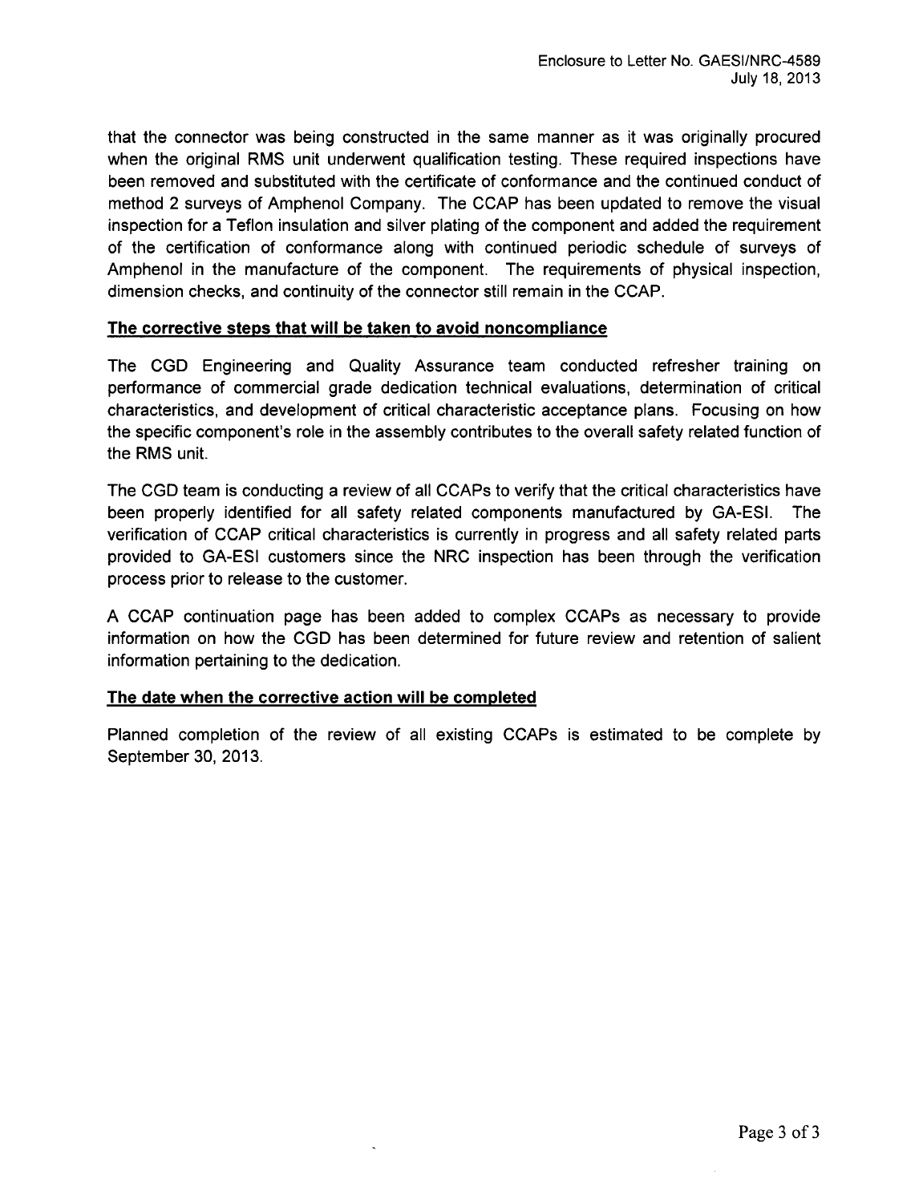that the connector was being constructed in the same manner as it was originally procured when the original RMS unit underwent qualification testing. These required inspections have been removed and substituted with the certificate of conformance and the continued conduct of method 2 surveys of Amphenol Company. The CCAP has been updated to remove the visual inspection for a Teflon insulation and silver plating of the component and added the requirement of the certification of conformance along with continued periodic schedule of surveys of Amphenol in the manufacture of the component. The requirements of physical inspection, dimension checks, and continuity of the connector still remain in the CCAP.

**The corrective steps that will be taken to avoid noncompliance**

The CGD Engineering and Quality Assurance team conducted refresher training on performance of commercial grade dedication technical evaluations, determination of critical characteristics, and development of critical characteristic acceptance plans. Focusing on how the specific component's role in the assembly contributes to the overall safety related function of the RMS unit.

The CGD team is conducting a review of all CCAPs to verify that the critical characteristics have been properly identified for all safety related components manufactured by GA-ESI. The verification of CCAP critical characteristics is currently in progress and all safety related parts provided to GA-ESI customers since the NRC inspection has been through the verification process prior to release to the customer.

A CCAP continuation page has been added to complex CCAPs as necessary to provide information on how the CGD has been determined for future review and retention of salient information pertaining to the dedication.

**The date when the corrective action will be completed**

Planned completion of the review of all existing CCAPs is estimated to be complete by September 30, 2013.